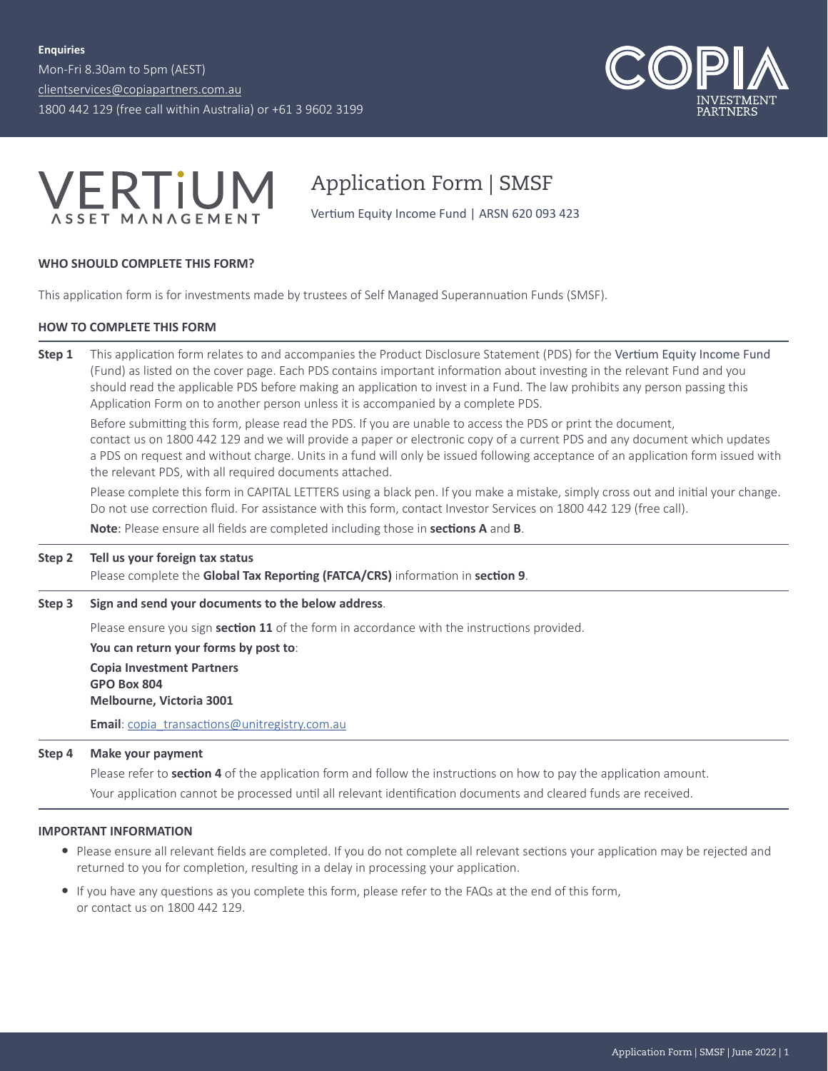**Enquiries**

Mon-Fri 8.30am to 5pm (AEST)

clientservices@copiapartners.com.au

1800 442 129 (free call within Australia) or +61 3 9602 3199

COPIA INVESTMENT PARTNERS

VERTIUM ASSET MANAGEMENT

# Application Form | SMSF

Vertium Equity Income Fund | ARSN 620 093 423

### WHO SHOULD COMPLETE THIS FORM?

This application form is for investments made by trustees of Self Managed Superannuation Funds (SMSF).

### HOW TO COMPLETE THIS FORM

**Step 1** This application form relates to and accompanies the Product Disclosure Statement (PDS) for the Vertium Equity Income Fund (Fund) as listed on the cover page. Each PDS contains important information about investing in the relevant Fund and you should read the applicable PDS before making an application to invest in a Fund. The law prohibits any person passing this Application Form on to another person unless it is accompanied by a complete PDS.

Before submitting this form, please read the PDS. If you are unable to access the PDS or print the document, contact us on 1800 442 129 and we will provide a paper or electronic copy of a current PDS and any document which updates a PDS on request and without charge. Units in a fund will only be issued following acceptance of an application form issued with the relevant PDS, with all required documents attached.

Please complete this form in CAPITAL LETTERS using a black pen. If you make a mistake, simply cross out and initial your change. Do not use correction fluid. For assistance with this form, contact Investor Services on 1800 442 129 (free call).

**Note**: Please ensure all fields are completed including those in **sections A** and **B**.

**Step 2** **Tell us your foreign tax status**

Please complete the **Global Tax Reporting (FATCA/CRS)** information in **section 9**.

**Step 3** **Sign and send your documents to the below address**.

Please ensure you sign **section 11** of the form in accordance with the instructions provided.

**You can return your forms by post to**:

**Copia Investment Partners**
**GPO Box 804**
**Melbourne, Victoria 3001**

**Email**: copia_transactions@unitregistry.com.au

**Step 4** **Make your payment**

Please refer to **section 4** of the application form and follow the instructions on how to pay the application amount.

Your application cannot be processed until all relevant identification documents and cleared funds are received.

### IMPORTANT INFORMATION

- Please ensure all relevant fields are completed. If you do not complete all relevant sections your application may be rejected and returned to you for completion, resulting in a delay in processing your application.
- If you have any questions as you complete this form, please refer to the FAQs at the end of this form, or contact us on 1800 442 129.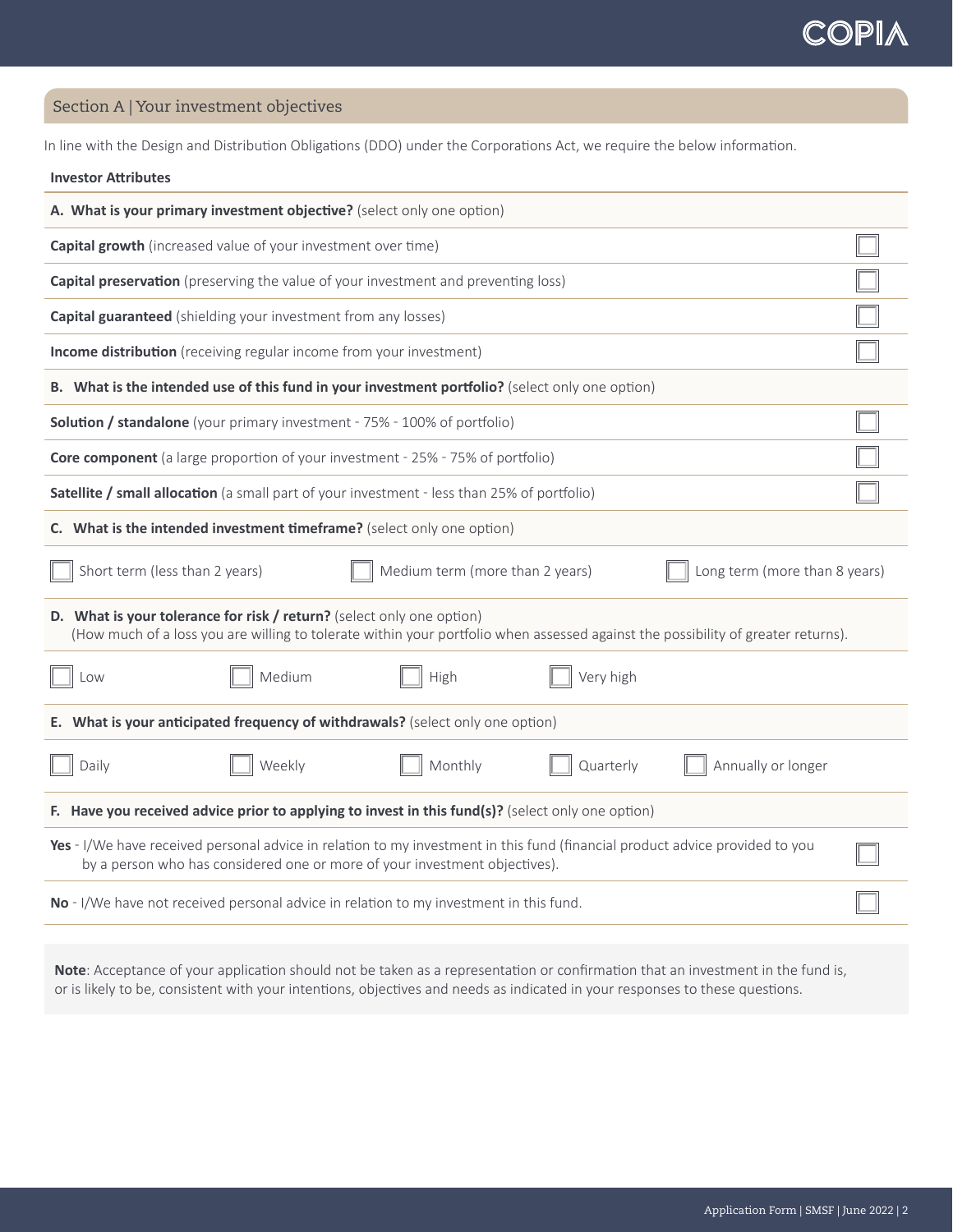## Section A | Your investment objectives

In line with the Design and Distribution Obligations (DDO) under the Corporations Act, we require the below information.

**Investor Attributes**

**A. What is your primary investment objective?** (select only one option)

- ☐ **Capital growth** (increased value of your investment over time)
- ☐ **Capital preservation** (preserving the value of your investment and preventing loss)
- ☐ **Capital guaranteed** (shielding your investment from any losses)
- ☐ **Income distribution** (receiving regular income from your investment)

**B. What is the intended use of this fund in your investment portfolio?** (select only one option)

- ☐ **Solution / standalone** (your primary investment - 75% - 100% of portfolio)
- ☐ **Core component** (a large proportion of your investment - 25% - 75% of portfolio)
- ☐ **Satellite / small allocation** (a small part of your investment - less than 25% of portfolio)

**C. What is the intended investment timeframe?** (select only one option)

☐ Short term (less than 2 years) ☐ Medium term (more than 2 years) ☐ Long term (more than 8 years)

**D. What is your tolerance for risk / return?** (select only one option)
(How much of a loss you are willing to tolerate within your portfolio when assessed against the possibility of greater returns).

☐ Low ☐ Medium ☐ High ☐ Very high

**E. What is your anticipated frequency of withdrawals?** (select only one option)

☐ Daily ☐ Weekly ☐ Monthly ☐ Quarterly ☐ Annually or longer

**F. Have you received advice prior to applying to invest in this fund(s)?** (select only one option)

- ☐ **Yes** - I/We have received personal advice in relation to my investment in this fund (financial product advice provided to you by a person who has considered one or more of your investment objectives).
- ☐ **No** - I/We have not received personal advice in relation to my investment in this fund.

**Note**: Acceptance of your application should not be taken as a representation or confirmation that an investment in the fund is, or is likely to be, consistent with your intentions, objectives and needs as indicated in your responses to these questions.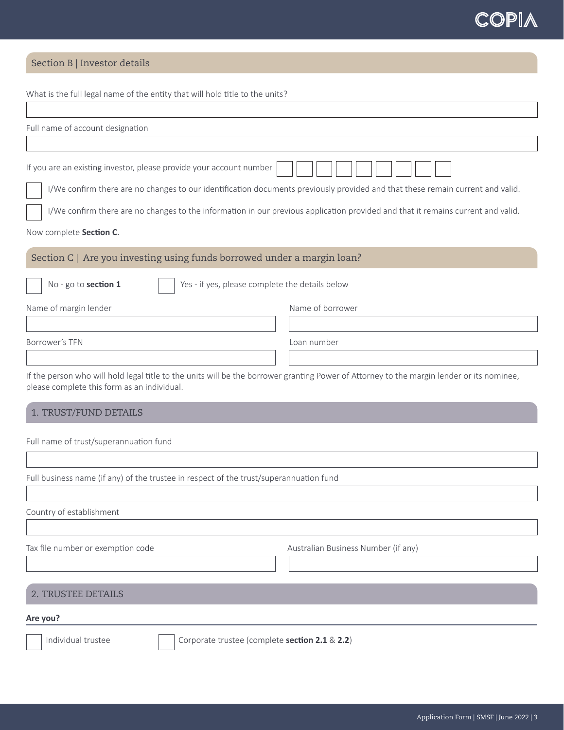## Section B | Investor details

What is the full legal name of the entity that will hold title to the units?

Full name of account designation

If you are an existing investor, please provide your account number

☐ I/We confirm there are no changes to our identification documents previously provided and that these remain current and valid.

☐ I/We confirm there are no changes to the information in our previous application provided and that it remains current and valid.

Now complete **Section C**.

## Section C | Are you investing using funds borrowed under a margin loan?

☐ No - go to **section 1**

☐ Yes - if yes, please complete the details below

Name of margin lender

Name of borrower

Borrower's TFN

Loan number

If the person who will hold legal title to the units will be the borrower granting Power of Attorney to the margin lender or its nominee, please complete this form as an individual.

## 1. TRUST/FUND DETAILS

Full name of trust/superannuation fund

Full business name (if any) of the trustee in respect of the trust/superannuation fund

Country of establishment

Tax file number or exemption code

Australian Business Number (if any)

## 2. TRUSTEE DETAILS

**Are you?**

☐ Individual trustee

☐ Corporate trustee (complete **section 2.1** & **2.2**)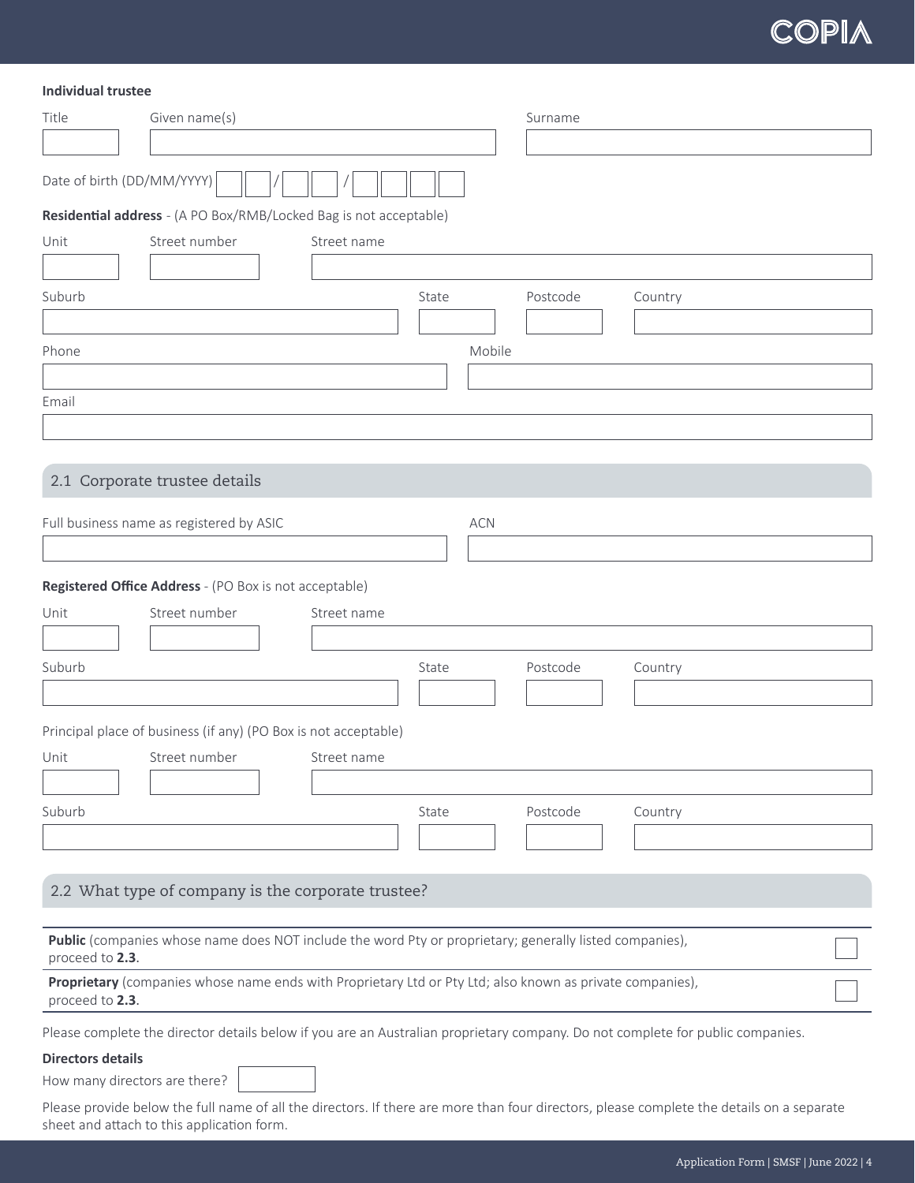**Individual trustee**

Title | Given name(s) | Surname

Date of birth (DD/MM/YYYY) __ __ / __ __ / __ __ __ __

**Residential address** - (A PO Box/RMB/Locked Bag is not acceptable)

Unit | Street number | Street name

Suburb | State | Postcode | Country

Phone | Mobile

Email

## 2.1 Corporate trustee details

Full business name as registered by ASIC | ACN

**Registered Office Address** - (PO Box is not acceptable)

Unit | Street number | Street name

Suburb | State | Postcode | Country

Principal place of business (if any) (PO Box is not acceptable)

Unit | Street number | Street name

Suburb | State | Postcode | Country

## 2.2 What type of company is the corporate trustee?

| | |
|---|---|
| **Public** (companies whose name does NOT include the word Pty or proprietary; generally listed companies), proceed to **2.3**. | ☐ |
| **Proprietary** (companies whose name ends with Proprietary Ltd or Pty Ltd; also known as private companies), proceed to **2.3**. | ☐ |

Please complete the director details below if you are an Australian proprietary company. Do not complete for public companies.

**Directors details**

How many directors are there?

Please provide below the full name of all the directors. If there are more than four directors, please complete the details on a separate sheet and attach to this application form.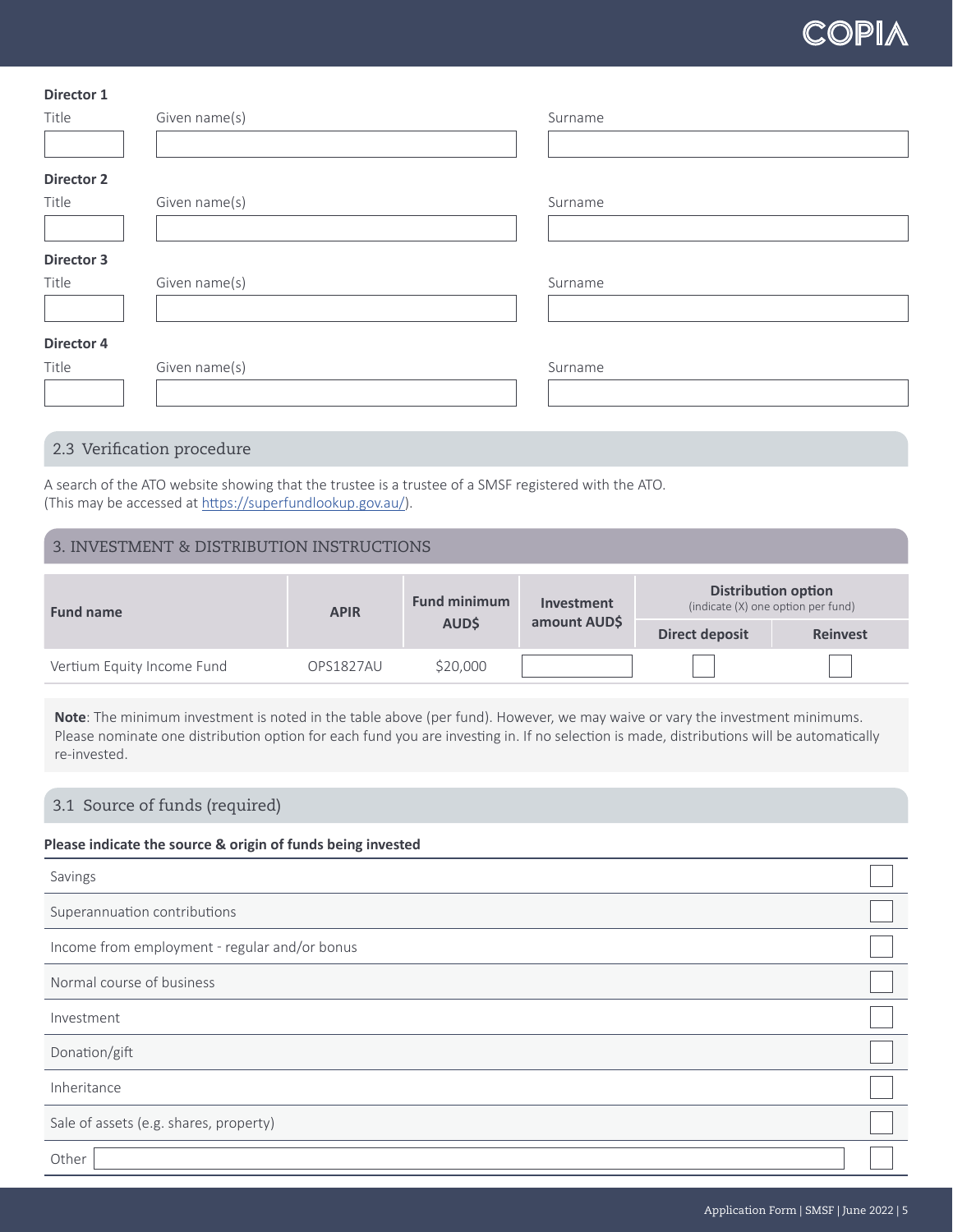**Director 1**

| Title | Given name(s) | Surname |
| --- | --- | --- |
| | | |

**Director 2**

| Title | Given name(s) | Surname |
| --- | --- | --- |
| | | |

**Director 3**

| Title | Given name(s) | Surname |
| --- | --- | --- |
| | | |

**Director 4**

| Title | Given name(s) | Surname |
| --- | --- | --- |
| | | |

## 2.3 Verification procedure

A search of the ATO website showing that the trustee is a trustee of a SMSF registered with the ATO.
(This may be accessed at https://superfundlookup.gov.au/).

## 3. INVESTMENT & DISTRIBUTION INSTRUCTIONS

| Fund name | APIR | Fund minimum AUD$ | Investment amount AUD$ | Distribution option (indicate (X) one option per fund) | |
| --- | --- | --- | --- | --- | --- |
| | | | | Direct deposit | Reinvest |
| Vertium Equity Income Fund | OPS1827AU | $20,000 | | ☐ | ☐ |

**Note**: The minimum investment is noted in the table above (per fund). However, we may waive or vary the investment minimums. Please nominate one distribution option for each fund you are investing in. If no selection is made, distributions will be automatically re-invested.

## 3.1 Source of funds (required)

**Please indicate the source & origin of funds being invested**

| | |
| --- | --- |
| Savings | ☐ |
| Superannuation contributions | ☐ |
| Income from employment - regular and/or bonus | ☐ |
| Normal course of business | ☐ |
| Investment | ☐ |
| Donation/gift | ☐ |
| Inheritance | ☐ |
| Sale of assets (e.g. shares, property) | ☐ |
| Other | ☐ |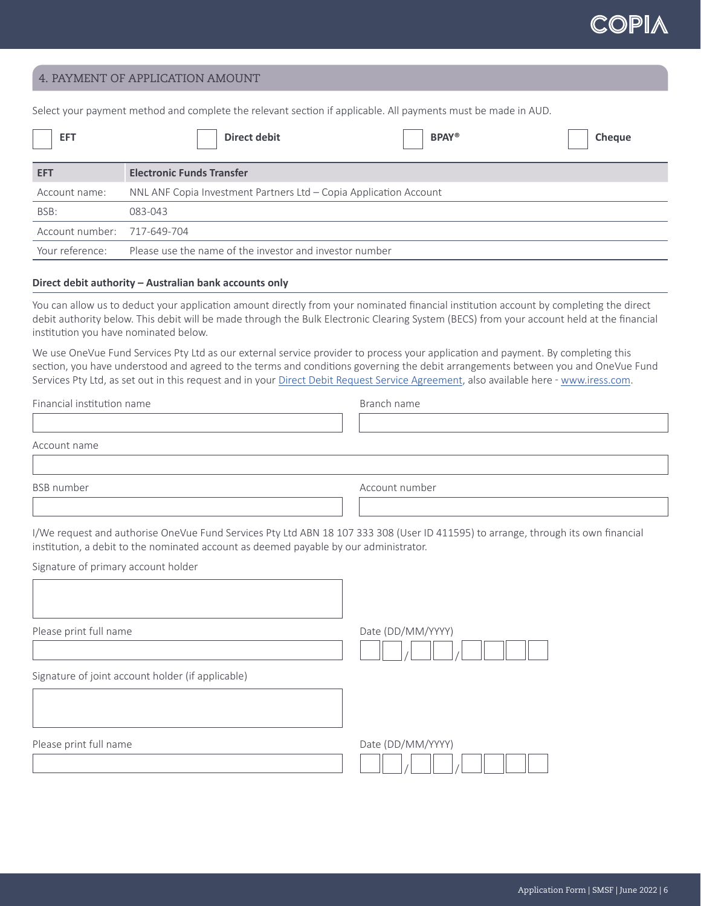## 4. PAYMENT OF APPLICATION AMOUNT

Select your payment method and complete the relevant section if applicable. All payments must be made in AUD.

☐ **EFT** ☐ **Direct debit** ☐ **BPAY®** ☐ **Cheque**

| EFT | Electronic Funds Transfer |
|---|---|
| Account name: | NNL ANF Copia Investment Partners Ltd – Copia Application Account |
| BSB: | 083-043 |
| Account number: | 717-649-704 |
| Your reference: | Please use the name of the investor and investor number |

**Direct debit authority – Australian bank accounts only**

You can allow us to deduct your application amount directly from your nominated financial institution account by completing the direct debit authority below. This debit will be made through the Bulk Electronic Clearing System (BECS) from your account held at the financial institution you have nominated below.

We use OneVue Fund Services Pty Ltd as our external service provider to process your application and payment. By completing this section, you have understood and agreed to the terms and conditions governing the debit arrangements between you and OneVue Fund Services Pty Ltd, as set out in this request and in your Direct Debit Request Service Agreement, also available here - www.iress.com.

Financial institution name

Branch name

Account name

BSB number

Account number

I/We request and authorise OneVue Fund Services Pty Ltd ABN 18 107 333 308 (User ID 411595) to arrange, through its own financial institution, a debit to the nominated account as deemed payable by our administrator.

Signature of primary account holder

Please print full name

Date (DD/MM/YYYY) __ __ / __ __ / __ __ __ __

Signature of joint account holder (if applicable)

Please print full name

Date (DD/MM/YYYY) __ __ / __ __ / __ __ __ __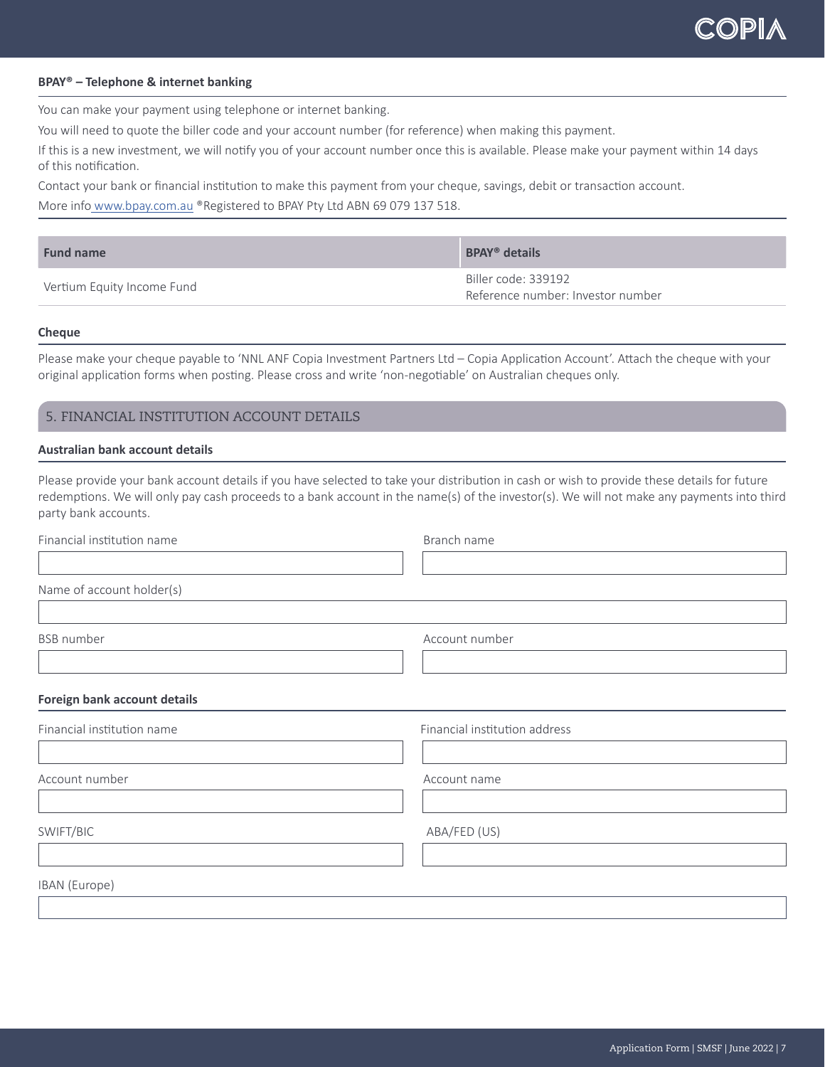### BPAY® – Telephone & internet banking

You can make your payment using telephone or internet banking.

You will need to quote the biller code and your account number (for reference) when making this payment.

If this is a new investment, we will notify you of your account number once this is available. Please make your payment within 14 days of this notification.

Contact your bank or financial institution to make this payment from your cheque, savings, debit or transaction account.

More info www.bpay.com.au ®Registered to BPAY Pty Ltd ABN 69 079 137 518.

| Fund name | BPAY® details |
|---|---|
| Vertium Equity Income Fund | Biller code: 339192<br>Reference number: Investor number |

### Cheque

Please make your cheque payable to 'NNL ANF Copia Investment Partners Ltd – Copia Application Account'. Attach the cheque with your original application forms when posting. Please cross and write 'non-negotiable' on Australian cheques only.

## 5. FINANCIAL INSTITUTION ACCOUNT DETAILS

### Australian bank account details

Please provide your bank account details if you have selected to take your distribution in cash or wish to provide these details for future redemptions. We will only pay cash proceeds to a bank account in the name(s) of the investor(s). We will not make any payments into third party bank accounts.

Financial institution name

Branch name

Name of account holder(s)

BSB number

Account number

### Foreign bank account details

Financial institution name

Financial institution address

Account number

Account name

SWIFT/BIC

ABA/FED (US)

IBAN (Europe)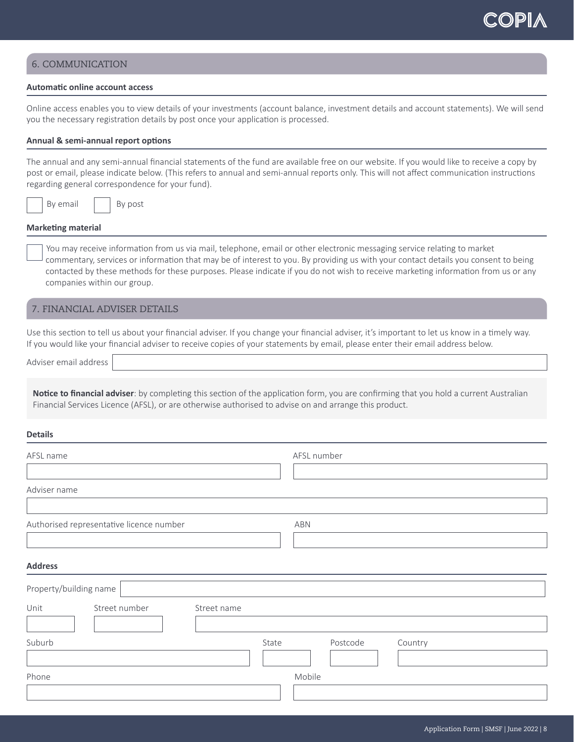## 6. COMMUNICATION

### Automatic online account access

Online access enables you to view details of your investments (account balance, investment details and account statements). We will send you the necessary registration details by post once your application is processed.

### Annual & semi-annual report options

The annual and any semi-annual financial statements of the fund are available free on our website. If you would like to receive a copy by post or email, please indicate below. (This refers to annual and semi-annual reports only. This will not affect communication instructions regarding general correspondence for your fund).

☐ By email ☐ By post

### Marketing material

☐ You may receive information from us via mail, telephone, email or other electronic messaging service relating to market commentary, services or information that may be of interest to you. By providing us with your contact details you consent to being contacted by these methods for these purposes. Please indicate if you do not wish to receive marketing information from us or any companies within our group.

## 7. FINANCIAL ADVISER DETAILS

Use this section to tell us about your financial adviser. If you change your financial adviser, it's important to let us know in a timely way. If you would like your financial adviser to receive copies of your statements by email, please enter their email address below.

Adviser email address ____________________

**Notice to financial adviser**: by completing this section of the application form, you are confirming that you hold a current Australian Financial Services Licence (AFSL), or are otherwise authorised to advise on and arrange this product.

### Details

AFSL name ____________________ AFSL number ____________________

Adviser name ____________________

Authorised representative licence number ____________________ ABN ____________________

### Address

Property/building name ____________________

Unit ________ Street number ________ Street name ____________________

Suburb ____________________ State ________ Postcode ________ Country ____________________

Phone ____________________ Mobile ____________________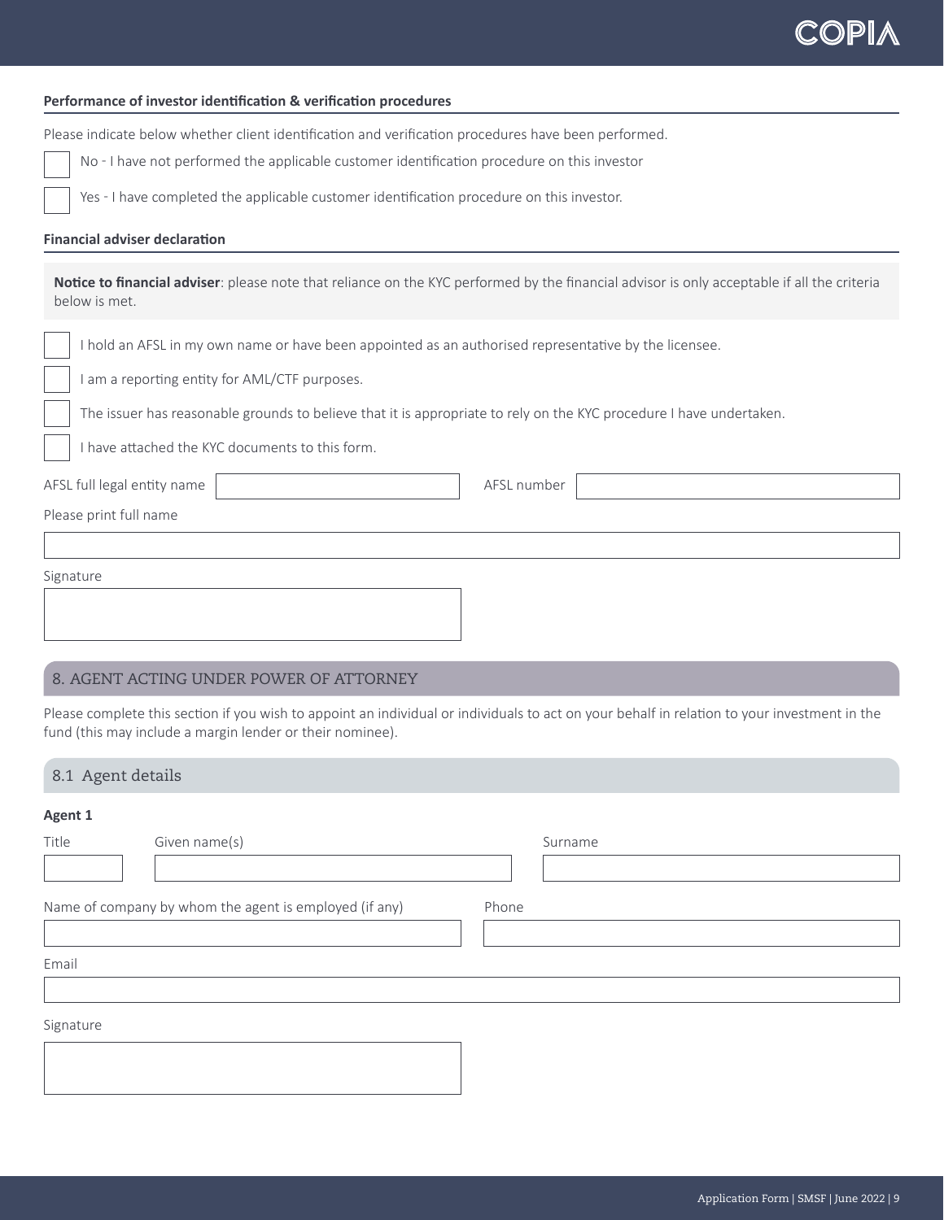**Performance of investor identification & verification procedures**

Please indicate below whether client identification and verification procedures have been performed.

- [ ] No - I have not performed the applicable customer identification procedure on this investor
- [ ] Yes - I have completed the applicable customer identification procedure on this investor.

**Financial adviser declaration**

**Notice to financial adviser**: please note that reliance on the KYC performed by the financial advisor is only acceptable if all the criteria below is met.

- [ ] I hold an AFSL in my own name or have been appointed as an authorised representative by the licensee.
- [ ] I am a reporting entity for AML/CTF purposes.
- [ ] The issuer has reasonable grounds to believe that it is appropriate to rely on the KYC procedure I have undertaken.
- [ ] I have attached the KYC documents to this form.

AFSL full legal entity name ____________________ AFSL number ____________________

Please print full name

____________________

Signature

____________________

## 8. AGENT ACTING UNDER POWER OF ATTORNEY

Please complete this section if you wish to appoint an individual or individuals to act on your behalf in relation to your investment in the fund (this may include a margin lender or their nominee).

### 8.1 Agent details

**Agent 1**

Title ________ Given name(s) ____________________ Surname ____________________

Name of company by whom the agent is employed (if any) ____________________ Phone ____________________

Email

____________________

Signature

____________________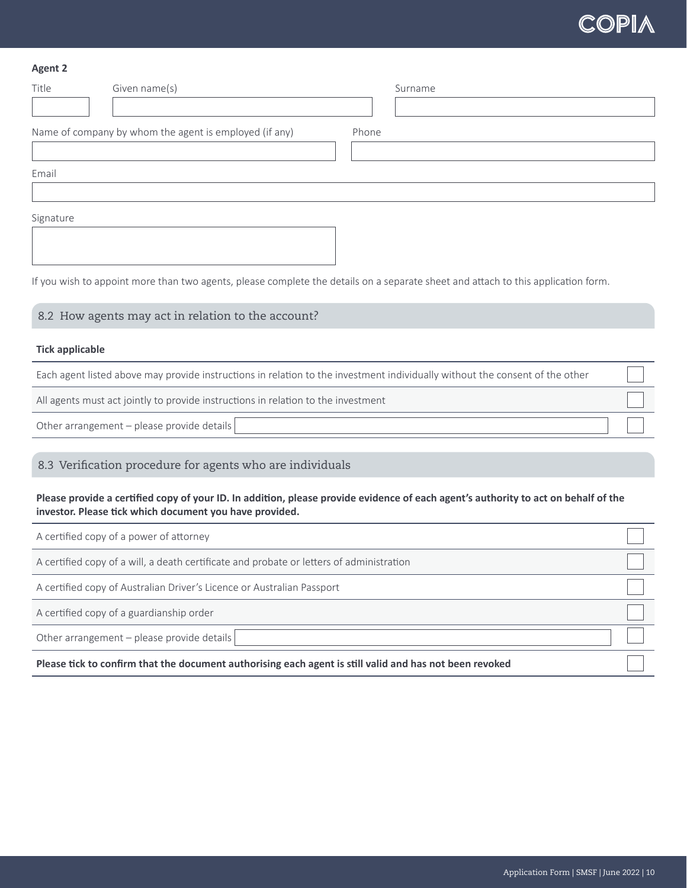**Agent 2**

| Title | Given name(s) | Surname |
|---|---|---|
| | | |

| Name of company by whom the agent is employed (if any) | Phone |
|---|---|
| | |

Email

Signature

If you wish to appoint more than two agents, please complete the details on a separate sheet and attach to this application form.

## 8.2 How agents may act in relation to the account?

**Tick applicable**

| | |
|---|---|
| Each agent listed above may provide instructions in relation to the investment individually without the consent of the other | ☐ |
| All agents must act jointly to provide instructions in relation to the investment | ☐ |
| Other arrangement – please provide details | ☐ |

## 8.3 Verification procedure for agents who are individuals

**Please provide a certified copy of your ID. In addition, please provide evidence of each agent's authority to act on behalf of the investor. Please tick which document you have provided.**

| | |
|---|---|
| A certified copy of a power of attorney | ☐ |
| A certified copy of a will, a death certificate and probate or letters of administration | ☐ |
| A certified copy of Australian Driver's Licence or Australian Passport | ☐ |
| A certified copy of a guardianship order | ☐ |
| Other arrangement – please provide details | ☐ |
| **Please tick to confirm that the document authorising each agent is still valid and has not been revoked** | ☐ |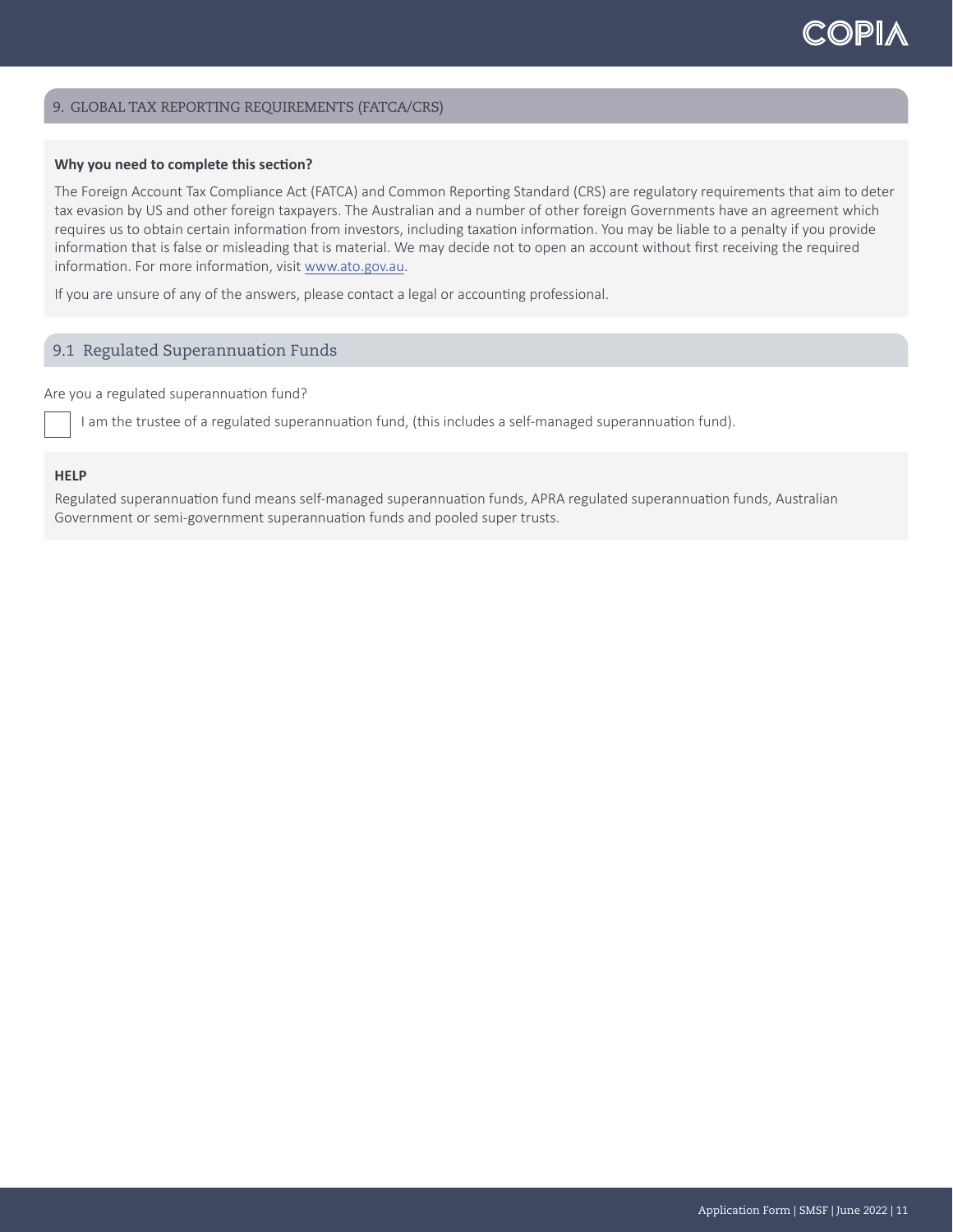## 9. GLOBAL TAX REPORTING REQUIREMENTS (FATCA/CRS)

**Why you need to complete this section?**

The Foreign Account Tax Compliance Act (FATCA) and Common Reporting Standard (CRS) are regulatory requirements that aim to deter tax evasion by US and other foreign taxpayers. The Australian and a number of other foreign Governments have an agreement which requires us to obtain certain information from investors, including taxation information. You may be liable to a penalty if you provide information that is false or misleading that is material. We may decide not to open an account without first receiving the required information. For more information, visit www.ato.gov.au.

If you are unsure of any of the answers, please contact a legal or accounting professional.

### 9.1 Regulated Superannuation Funds

Are you a regulated superannuation fund?

☐ I am the trustee of a regulated superannuation fund, (this includes a self-managed superannuation fund).

**HELP**

Regulated superannuation fund means self-managed superannuation funds, APRA regulated superannuation funds, Australian Government or semi-government superannuation funds and pooled super trusts.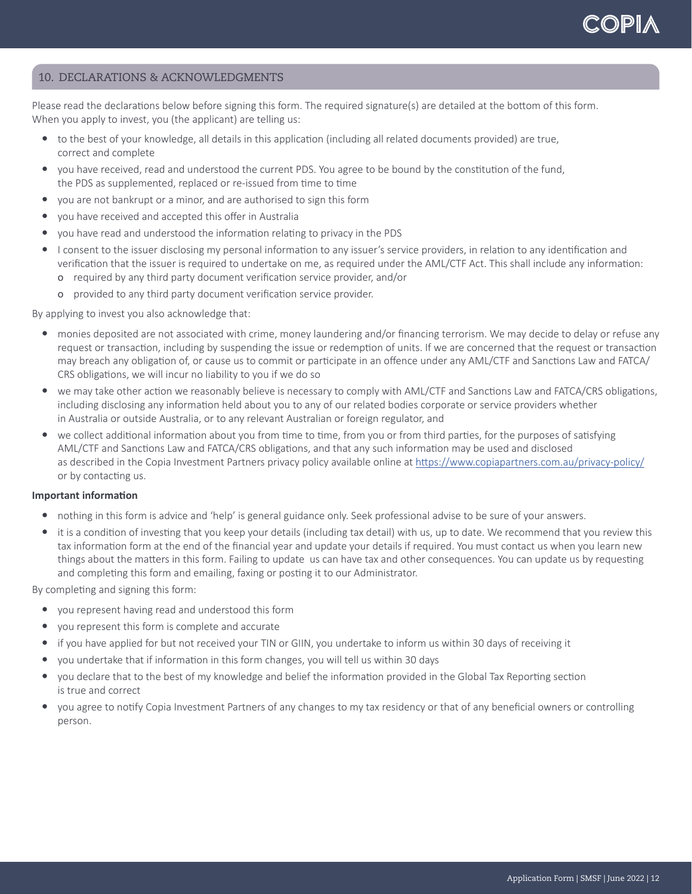## 10. DECLARATIONS & ACKNOWLEDGMENTS

Please read the declarations below before signing this form. The required signature(s) are detailed at the bottom of this form. When you apply to invest, you (the applicant) are telling us:

- to the best of your knowledge, all details in this application (including all related documents provided) are true, correct and complete
- you have received, read and understood the current PDS. You agree to be bound by the constitution of the fund, the PDS as supplemented, replaced or re-issued from time to time
- you are not bankrupt or a minor, and are authorised to sign this form
- you have received and accepted this offer in Australia
- you have read and understood the information relating to privacy in the PDS
- I consent to the issuer disclosing my personal information to any issuer's service providers, in relation to any identification and verification that the issuer is required to undertake on me, as required under the AML/CTF Act. This shall include any information:
  - required by any third party document verification service provider, and/or
  - provided to any third party document verification service provider.

By applying to invest you also acknowledge that:

- monies deposited are not associated with crime, money laundering and/or financing terrorism. We may decide to delay or refuse any request or transaction, including by suspending the issue or redemption of units. If we are concerned that the request or transaction may breach any obligation of, or cause us to commit or participate in an offence under any AML/CTF and Sanctions Law and FATCA/CRS obligations, we will incur no liability to you if we do so
- we may take other action we reasonably believe is necessary to comply with AML/CTF and Sanctions Law and FATCA/CRS obligations, including disclosing any information held about you to any of our related bodies corporate or service providers whether in Australia or outside Australia, or to any relevant Australian or foreign regulator, and
- we collect additional information about you from time to time, from you or from third parties, for the purposes of satisfying AML/CTF and Sanctions Law and FATCA/CRS obligations, and that any such information may be used and disclosed as described in the Copia Investment Partners privacy policy available online at https://www.copiapartners.com.au/privacy-policy/ or by contacting us.

**Important information**

- nothing in this form is advice and 'help' is general guidance only. Seek professional advise to be sure of your answers.
- it is a condition of investing that you keep your details (including tax detail) with us, up to date. We recommend that you review this tax information form at the end of the financial year and update your details if required. You must contact us when you learn new things about the matters in this form. Failing to update us can have tax and other consequences. You can update us by requesting and completing this form and emailing, faxing or posting it to our Administrator.

By completing and signing this form:

- you represent having read and understood this form
- you represent this form is complete and accurate
- if you have applied for but not received your TIN or GIIN, you undertake to inform us within 30 days of receiving it
- you undertake that if information in this form changes, you will tell us within 30 days
- you declare that to the best of my knowledge and belief the information provided in the Global Tax Reporting section is true and correct
- you agree to notify Copia Investment Partners of any changes to my tax residency or that of any beneficial owners or controlling person.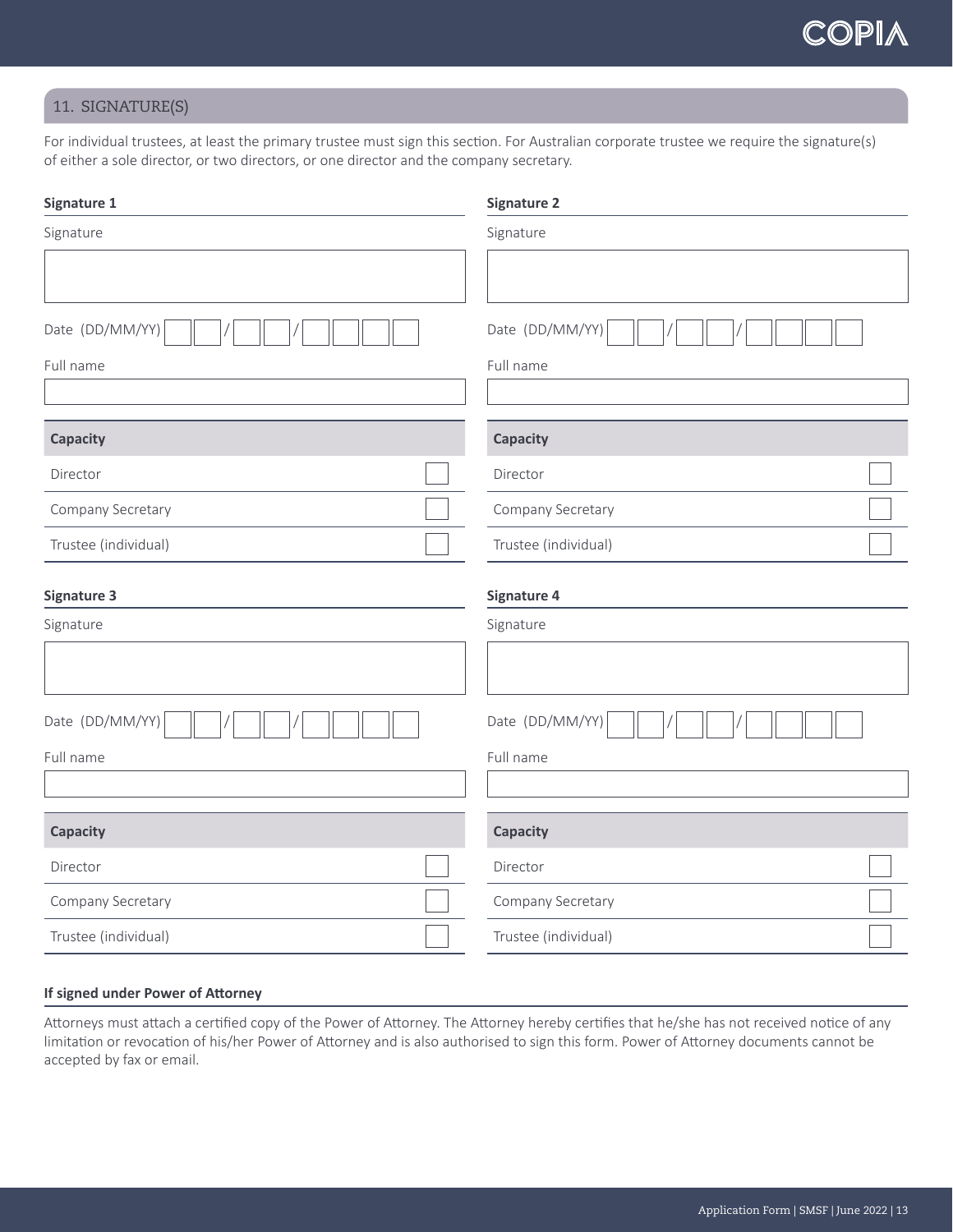## 11. SIGNATURE(S)

For individual trustees, at least the primary trustee must sign this section. For Australian corporate trustee we require the signature(s) of either a sole director, or two directors, or one director and the company secretary.

### Signature 1

Signature

Date (DD/MM/YY) __ __ / __ __ / __ __ __ __

Full name

| Capacity | |
|---|---|
| Director | ☐ |
| Company Secretary | ☐ |
| Trustee (individual) | ☐ |

### Signature 2

Signature

Date (DD/MM/YY) __ __ / __ __ / __ __ __ __

Full name

| Capacity | |
|---|---|
| Director | ☐ |
| Company Secretary | ☐ |
| Trustee (individual) | ☐ |

### Signature 3

Signature

Date (DD/MM/YY) __ __ / __ __ / __ __ __ __

Full name

| Capacity | |
|---|---|
| Director | ☐ |
| Company Secretary | ☐ |
| Trustee (individual) | ☐ |

### Signature 4

Signature

Date (DD/MM/YY) __ __ / __ __ / __ __ __ __

Full name

| Capacity | |
|---|---|
| Director | ☐ |
| Company Secretary | ☐ |
| Trustee (individual) | ☐ |

### If signed under Power of Attorney

Attorneys must attach a certified copy of the Power of Attorney. The Attorney hereby certifies that he/she has not received notice of any limitation or revocation of his/her Power of Attorney and is also authorised to sign this form. Power of Attorney documents cannot be accepted by fax or email.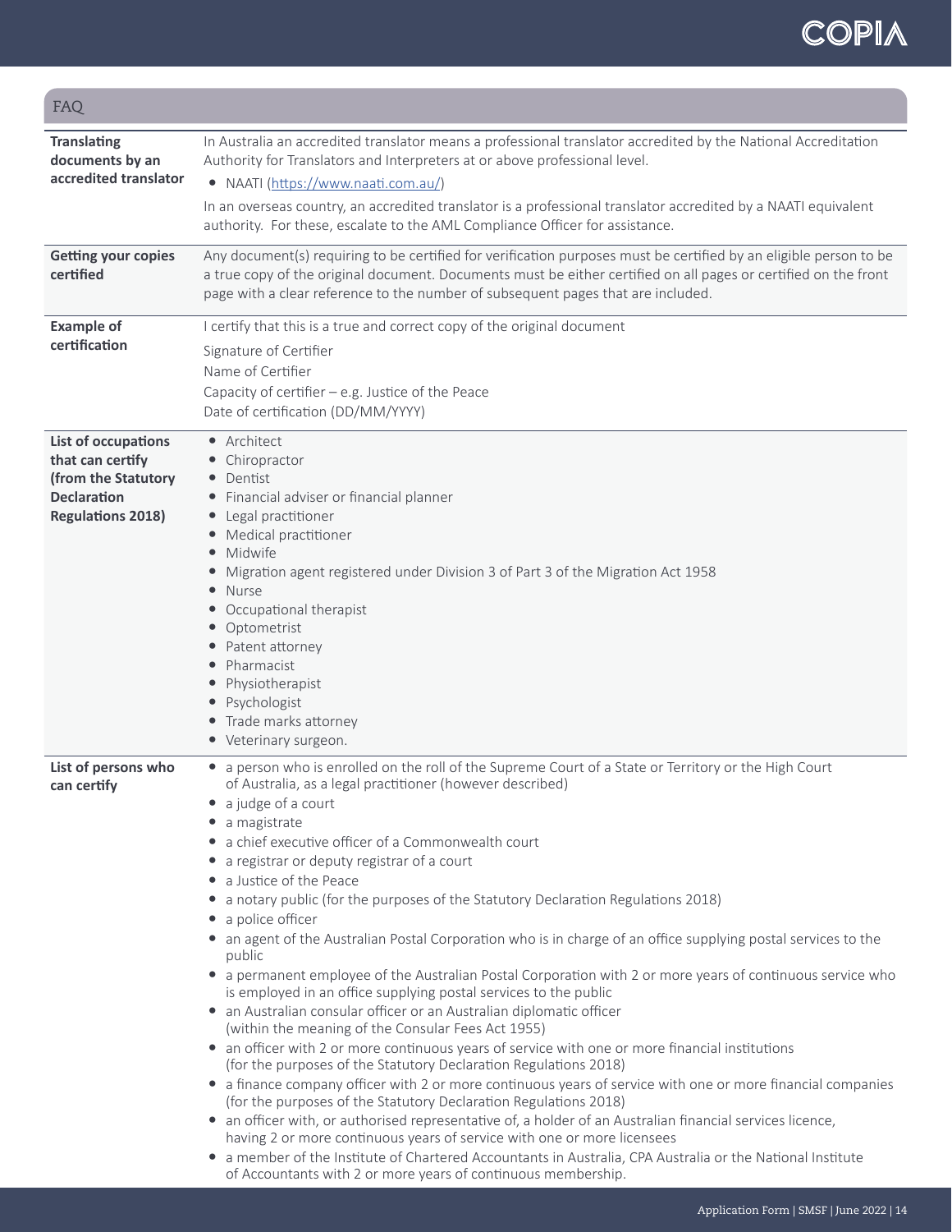## FAQ

| | |
|---|---|
| **Translating documents by an accredited translator** | In Australia an accredited translator means a professional translator accredited by the National Accreditation Authority for Translators and Interpreters at or above professional level.<br>• NAATI (https://www.naati.com.au/)<br>In an overseas country, an accredited translator is a professional translator accredited by a NAATI equivalent authority. For these, escalate to the AML Compliance Officer for assistance. |
| **Getting your copies certified** | Any document(s) requiring to be certified for verification purposes must be certified by an eligible person to be a true copy of the original document. Documents must be either certified on all pages or certified on the front page with a clear reference to the number of subsequent pages that are included. |
| **Example of certification** | I certify that this is a true and correct copy of the original document<br>Signature of Certifier<br>Name of Certifier<br>Capacity of certifier – e.g. Justice of the Peace<br>Date of certification (DD/MM/YYYY) |
| **List of occupations that can certify (from the Statutory Declaration Regulations 2018)** | • Architect<br>• Chiropractor<br>• Dentist<br>• Financial adviser or financial planner<br>• Legal practitioner<br>• Medical practitioner<br>• Midwife<br>• Migration agent registered under Division 3 of Part 3 of the Migration Act 1958<br>• Nurse<br>• Occupational therapist<br>• Optometrist<br>• Patent attorney<br>• Pharmacist<br>• Physiotherapist<br>• Psychologist<br>• Trade marks attorney<br>• Veterinary surgeon. |
| **List of persons who can certify** | • a person who is enrolled on the roll of the Supreme Court of a State or Territory or the High Court of Australia, as a legal practitioner (however described)<br>• a judge of a court<br>• a magistrate<br>• a chief executive officer of a Commonwealth court<br>• a registrar or deputy registrar of a court<br>• a Justice of the Peace<br>• a notary public (for the purposes of the Statutory Declaration Regulations 2018)<br>• a police officer<br>• an agent of the Australian Postal Corporation who is in charge of an office supplying postal services to the public<br>• a permanent employee of the Australian Postal Corporation with 2 or more years of continuous service who is employed in an office supplying postal services to the public<br>• an Australian consular officer or an Australian diplomatic officer (within the meaning of the Consular Fees Act 1955)<br>• an officer with 2 or more continuous years of service with one or more financial institutions (for the purposes of the Statutory Declaration Regulations 2018)<br>• a finance company officer with 2 or more continuous years of service with one or more financial companies (for the purposes of the Statutory Declaration Regulations 2018)<br>• an officer with, or authorised representative of, a holder of an Australian financial services licence, having 2 or more continuous years of service with one or more licensees<br>• a member of the Institute of Chartered Accountants in Australia, CPA Australia or the National Institute of Accountants with 2 or more years of continuous membership. |